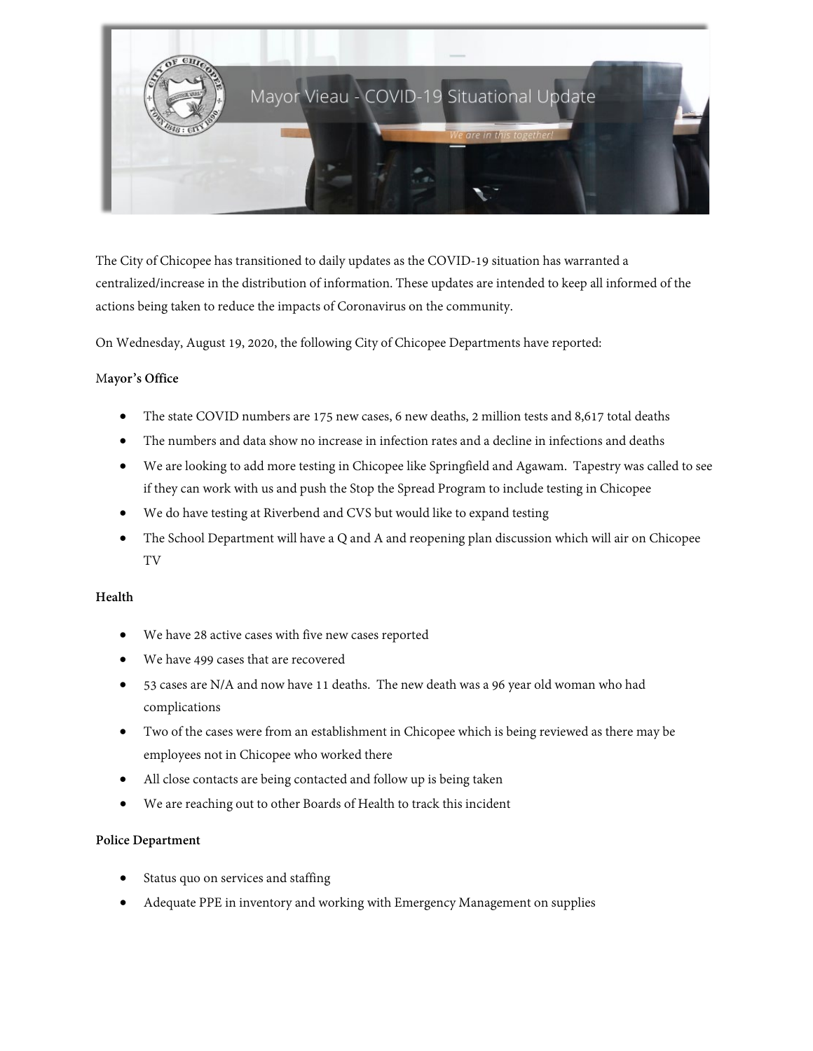The City of Chicopee has transitioned to daily updates as the COVID-19 situation has warranted a centralized/increase in the distribution of information. These updates are intended to keep all informed of the actions being taken to reduce the impacts of Coronavirus on the community.

On Wednesday, August 19, 2020, the following City of Chicopee Departments have reported:

**Mayor's Office**

- The state COVID numbers are 175 new cases, 6 new deaths, 2 million tests and 8,617 total deaths
- The numbers and data show no increase in infection rates and a decline in infections and deaths
- We are looking to add more testing in Chicopee like Springfield and Agawam. Tapestry was called to see if they can work with us and push the Stop the Spread Program to include testing in Chicopee
- We do have testing at Riverbend and CVS but would like to expand testing
- The School Department will have a Q and A and reopening plan discussion which will air on Chicopee TV

**Health**

- We have 28 active cases with five new cases reported
- We have 499 cases that are recovered
- 53 cases are N/A and now have 11 deaths. The new death was a 96 year old woman who had complications
- Two of the cases were from an establishment in Chicopee which is being reviewed as there may be employees not in Chicopee who worked there
- All close contacts are being contacted and follow up is being taken
- We are reaching out to other Boards of Health to track this incident

**Police Department**

- Status quo on services and staffing
- Adequate PPE in inventory and working with Emergency Management on supplies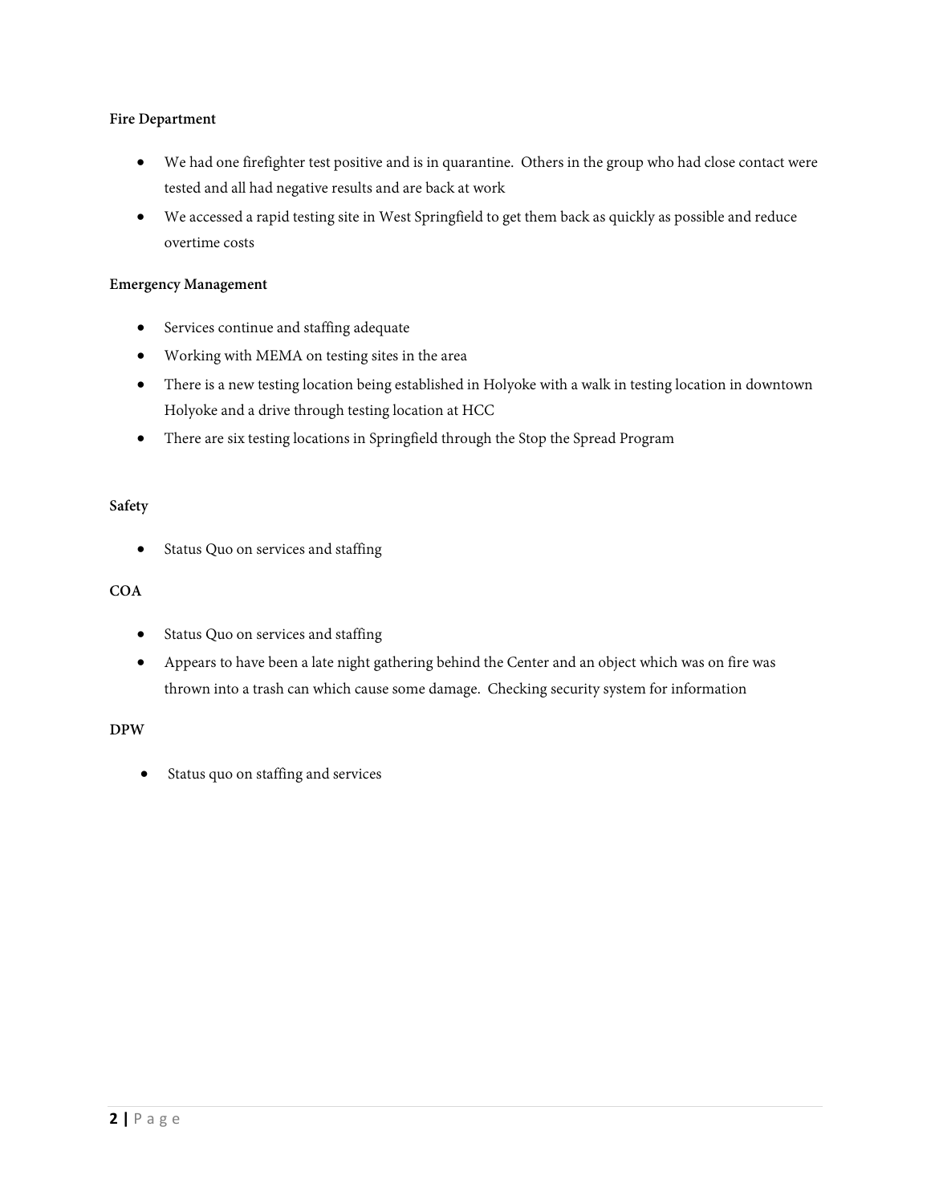**Fire Department**

- We had one firefighter test positive and is in quarantine. Others in the group who had close contact were tested and all had negative results and are back at work
- We accessed a rapid testing site in West Springfield to get them back as quickly as possible and reduce overtime costs

**Emergency Management**

- Services continue and staffing adequate
- Working with MEMA on testing sites in the area
- There is a new testing location being established in Holyoke with a walk in testing location in downtown Holyoke and a drive through testing location at HCC
- There are six testing locations in Springfield through the Stop the Spread Program

**Safety**

- Status Quo on services and staffing

**COA**

- Status Quo on services and staffing
- Appears to have been a late night gathering behind the Center and an object which was on fire was thrown into a trash can which cause some damage. Checking security system for information

**DPW**

- Status quo on staffing and services